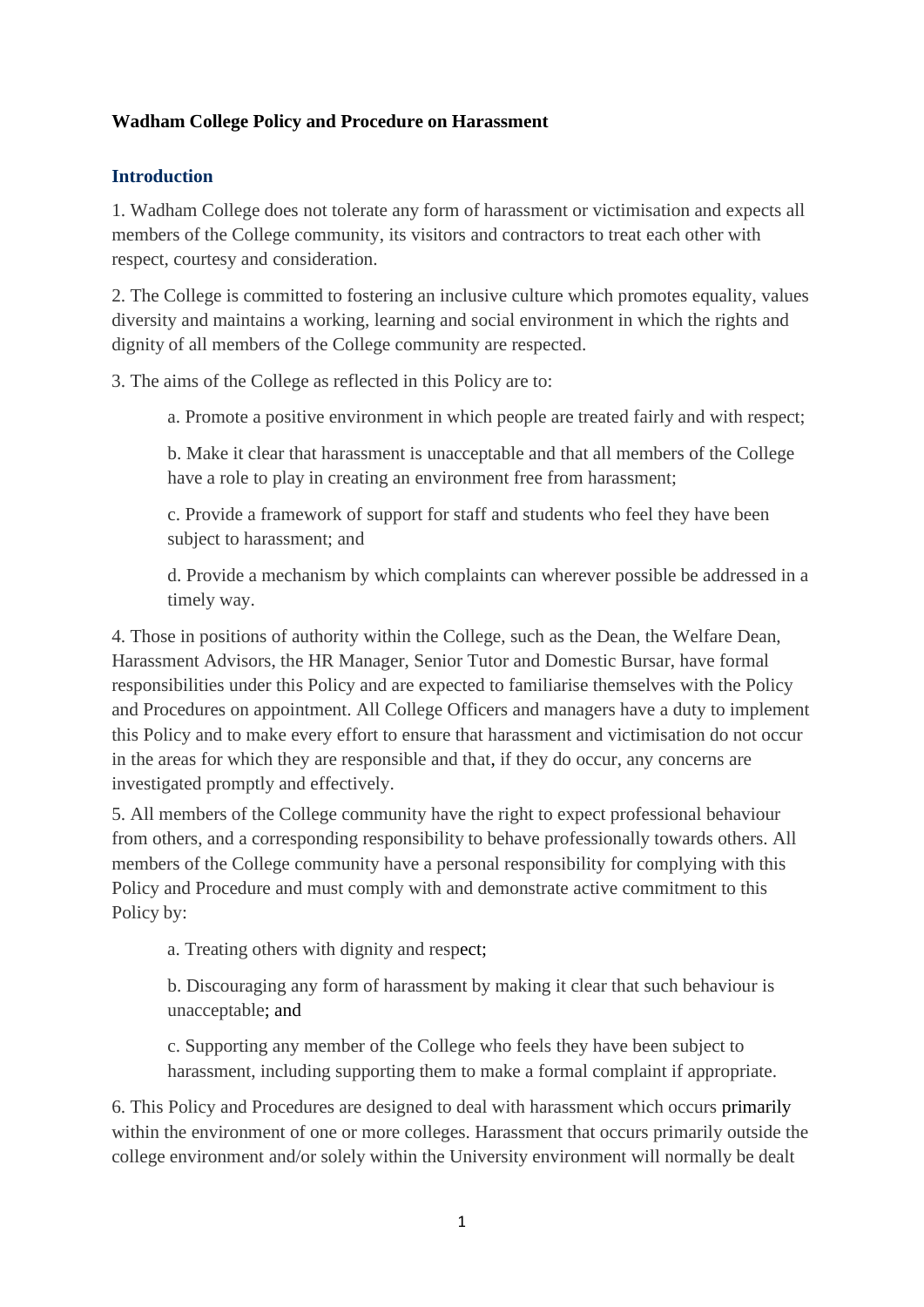**Wadham College Policy and Procedure on Harassment**

## Introduction

1. Wadham College does not tolerate any form of harassment or victimisation and expects all members of the College community, its visitors and contractors to treat each other with respect, courtesy and consideration.

2. The College is committed to fostering an inclusive culture which promotes equality, values diversity and maintains a working, learning and social environment in which the rights and dignity of all members of the College community are respected.

3. The aims of the College as reflected in this Policy are to:

   a. Promote a positive environment in which people are treated fairly and with respect;

   b. Make it clear that harassment is unacceptable and that all members of the College have a role to play in creating an environment free from harassment;

   c. Provide a framework of support for staff and students who feel they have been subject to harassment; and

   d. Provide a mechanism by which complaints can wherever possible be addressed in a timely way.

4. Those in positions of authority within the College, such as the Dean, the Welfare Dean, Harassment Advisors, the HR Manager, Senior Tutor and Domestic Bursar, have formal responsibilities under this Policy and are expected to familiarise themselves with the Policy and Procedures on appointment. All College Officers and managers have a duty to implement this Policy and to make every effort to ensure that harassment and victimisation do not occur in the areas for which they are responsible and that, if they do occur, any concerns are investigated promptly and effectively.

5. All members of the College community have the right to expect professional behaviour from others, and a corresponding responsibility to behave professionally towards others. All members of the College community have a personal responsibility for complying with this Policy and Procedure and must comply with and demonstrate active commitment to this Policy by:

   a. Treating others with dignity and respect;

   b. Discouraging any form of harassment by making it clear that such behaviour is unacceptable; and

   c. Supporting any member of the College who feels they have been subject to harassment, including supporting them to make a formal complaint if appropriate.

6. This Policy and Procedures are designed to deal with harassment which occurs primarily within the environment of one or more colleges. Harassment that occurs primarily outside the college environment and/or solely within the University environment will normally be dealt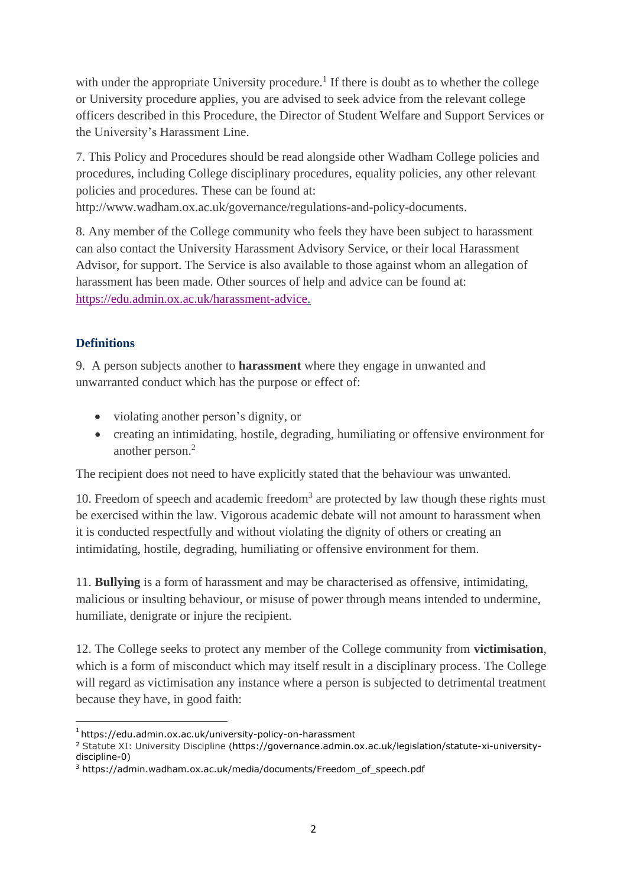with under the appropriate University procedure.[1] If there is doubt as to whether the college or University procedure applies, you are advised to seek advice from the relevant college officers described in this Procedure, the Director of Student Welfare and Support Services or the University's Harassment Line.

7. This Policy and Procedures should be read alongside other Wadham College policies and procedures, including College disciplinary procedures, equality policies, any other relevant policies and procedures. These can be found at: http://www.wadham.ox.ac.uk/governance/regulations-and-policy-documents.

8. Any member of the College community who feels they have been subject to harassment can also contact the University Harassment Advisory Service, or their local Harassment Advisor, for support. The Service is also available to those against whom an allegation of harassment has been made. Other sources of help and advice can be found at: [https://edu.admin.ox.ac.uk/harassment-advice.](https://edu.admin.ox.ac.uk/harassment-advice)

## Definitions

9. A person subjects another to **harassment** where they engage in unwanted and unwarranted conduct which has the purpose or effect of:

- violating another person's dignity, or
- creating an intimidating, hostile, degrading, humiliating or offensive environment for another person.[2]

The recipient does not need to have explicitly stated that the behaviour was unwanted.

10. Freedom of speech and academic freedom[3] are protected by law though these rights must be exercised within the law. Vigorous academic debate will not amount to harassment when it is conducted respectfully and without violating the dignity of others or creating an intimidating, hostile, degrading, humiliating or offensive environment for them.

11. **Bullying** is a form of harassment and may be characterised as offensive, intimidating, malicious or insulting behaviour, or misuse of power through means intended to undermine, humiliate, denigrate or injure the recipient.

12. The College seeks to protect any member of the College community from **victimisation**, which is a form of misconduct which may itself result in a disciplinary process. The College will regard as victimisation any instance where a person is subjected to detrimental treatment because they have, in good faith:

---

[1] https://edu.admin.ox.ac.uk/university-policy-on-harassment

[2] Statute XI: University Discipline (https://governance.admin.ox.ac.uk/legislation/statute-xi-university-discipline-0)

[3] https://admin.wadham.ox.ac.uk/media/documents/Freedom_of_speech.pdf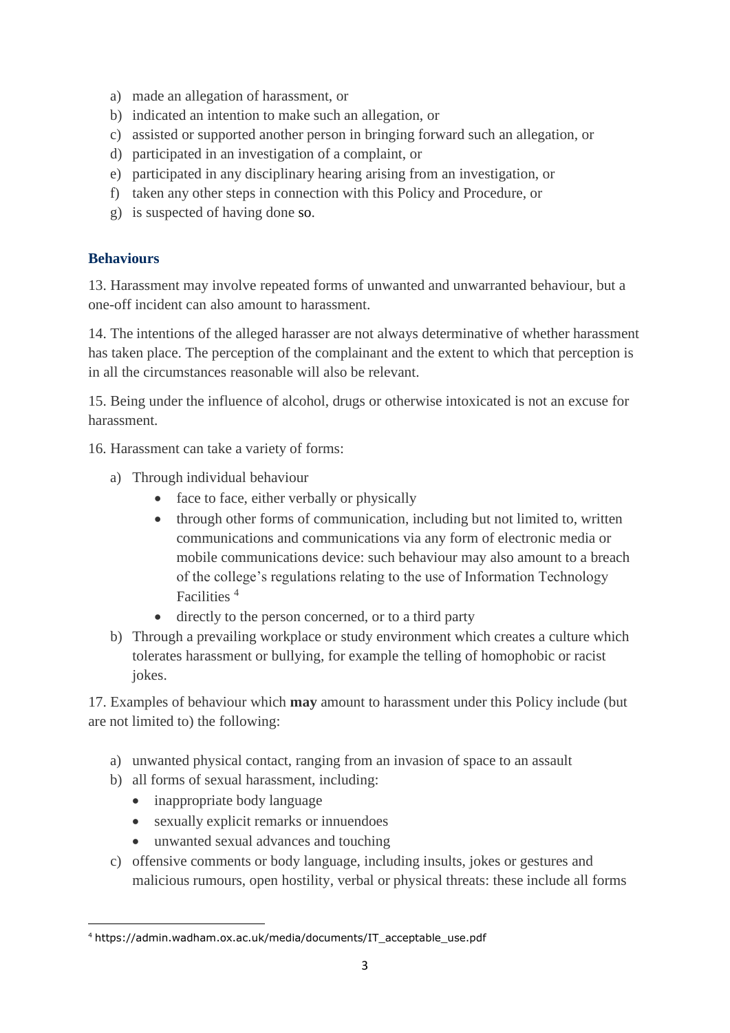a) made an allegation of harassment, or
b) indicated an intention to make such an allegation, or
c) assisted or supported another person in bringing forward such an allegation, or
d) participated in an investigation of a complaint, or
e) participated in any disciplinary hearing arising from an investigation, or
f) taken any other steps in connection with this Policy and Procedure, or
g) is suspected of having done so.

### Behaviours

13. Harassment may involve repeated forms of unwanted and unwarranted behaviour, but a one-off incident can also amount to harassment.

14. The intentions of the alleged harasser are not always determinative of whether harassment has taken place. The perception of the complainant and the extent to which that perception is in all the circumstances reasonable will also be relevant.

15. Being under the influence of alcohol, drugs or otherwise intoxicated is not an excuse for harassment.

16. Harassment can take a variety of forms:

a) Through individual behaviour
   - face to face, either verbally or physically
   - through other forms of communication, including but not limited to, written communications and communications via any form of electronic media or mobile communications device: such behaviour may also amount to a breach of the college's regulations relating to the use of Information Technology Facilities [4]
   - directly to the person concerned, or to a third party

b) Through a prevailing workplace or study environment which creates a culture which tolerates harassment or bullying, for example the telling of homophobic or racist jokes.

17. Examples of behaviour which **may** amount to harassment under this Policy include (but are not limited to) the following:

a) unwanted physical contact, ranging from an invasion of space to an assault
b) all forms of sexual harassment, including:
   - inappropriate body language
   - sexually explicit remarks or innuendoes
   - unwanted sexual advances and touching
c) offensive comments or body language, including insults, jokes or gestures and malicious rumours, open hostility, verbal or physical threats: these include all forms

[4] https://admin.wadham.ox.ac.uk/media/documents/IT_acceptable_use.pdf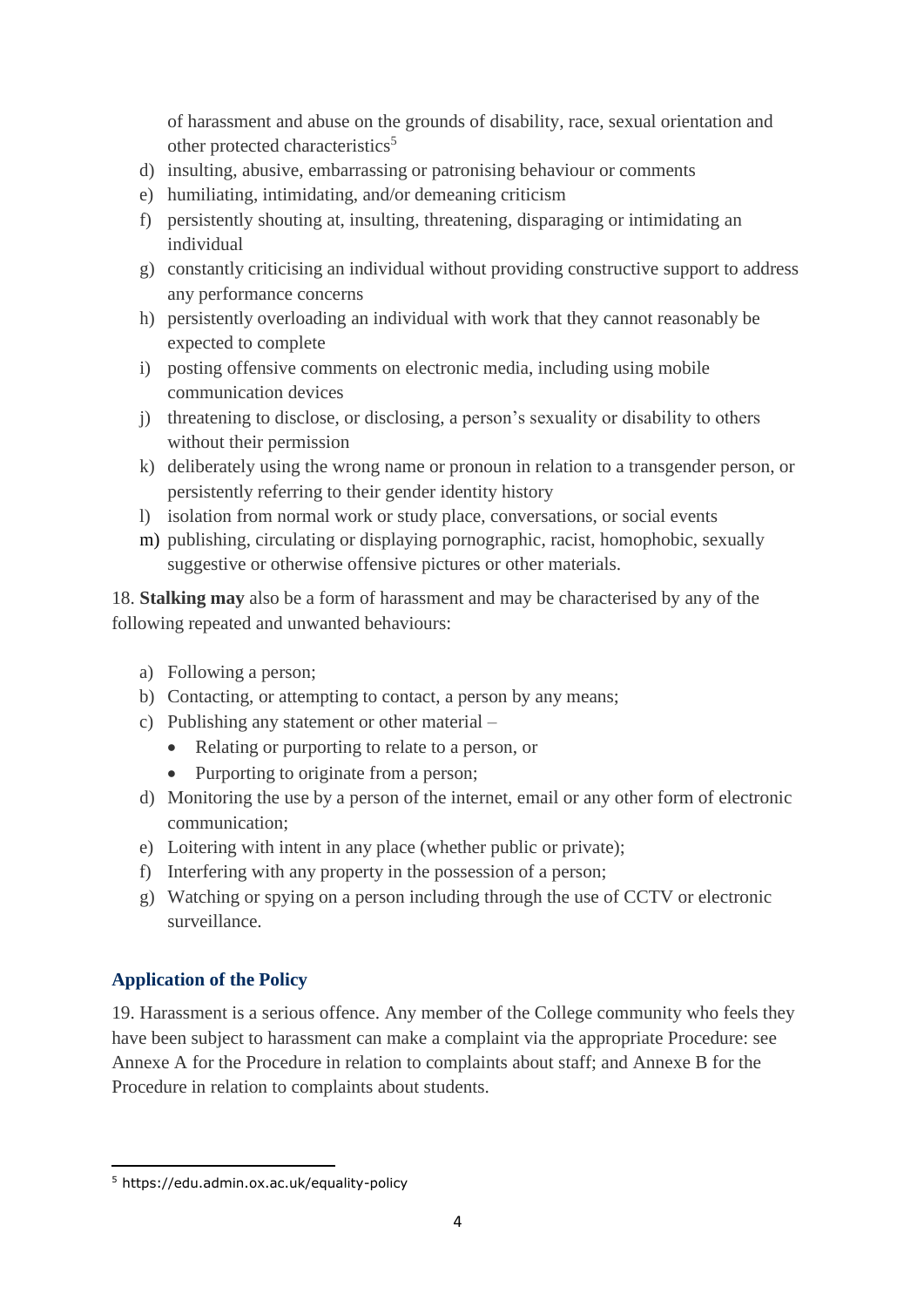of harassment and abuse on the grounds of disability, race, sexual orientation and other protected characteristics[5]

d) insulting, abusive, embarrassing or patronising behaviour or comments
e) humiliating, intimidating, and/or demeaning criticism
f) persistently shouting at, insulting, threatening, disparaging or intimidating an individual
g) constantly criticising an individual without providing constructive support to address any performance concerns
h) persistently overloading an individual with work that they cannot reasonably be expected to complete
i) posting offensive comments on electronic media, including using mobile communication devices
j) threatening to disclose, or disclosing, a person's sexuality or disability to others without their permission
k) deliberately using the wrong name or pronoun in relation to a transgender person, or persistently referring to their gender identity history
l) isolation from normal work or study place, conversations, or social events
m) publishing, circulating or displaying pornographic, racist, homophobic, sexually suggestive or otherwise offensive pictures or other materials.

18. **Stalking may** also be a form of harassment and may be characterised by any of the following repeated and unwanted behaviours:

a) Following a person;
b) Contacting, or attempting to contact, a person by any means;
c) Publishing any statement or other material –
   - Relating or purporting to relate to a person, or
   - Purporting to originate from a person;
d) Monitoring the use by a person of the internet, email or any other form of electronic communication;
e) Loitering with intent in any place (whether public or private);
f) Interfering with any property in the possession of a person;
g) Watching or spying on a person including through the use of CCTV or electronic surveillance.

## Application of the Policy

19. Harassment is a serious offence. Any member of the College community who feels they have been subject to harassment can make a complaint via the appropriate Procedure: see Annexe A for the Procedure in relation to complaints about staff; and Annexe B for the Procedure in relation to complaints about students.

---

[5] https://edu.admin.ox.ac.uk/equality-policy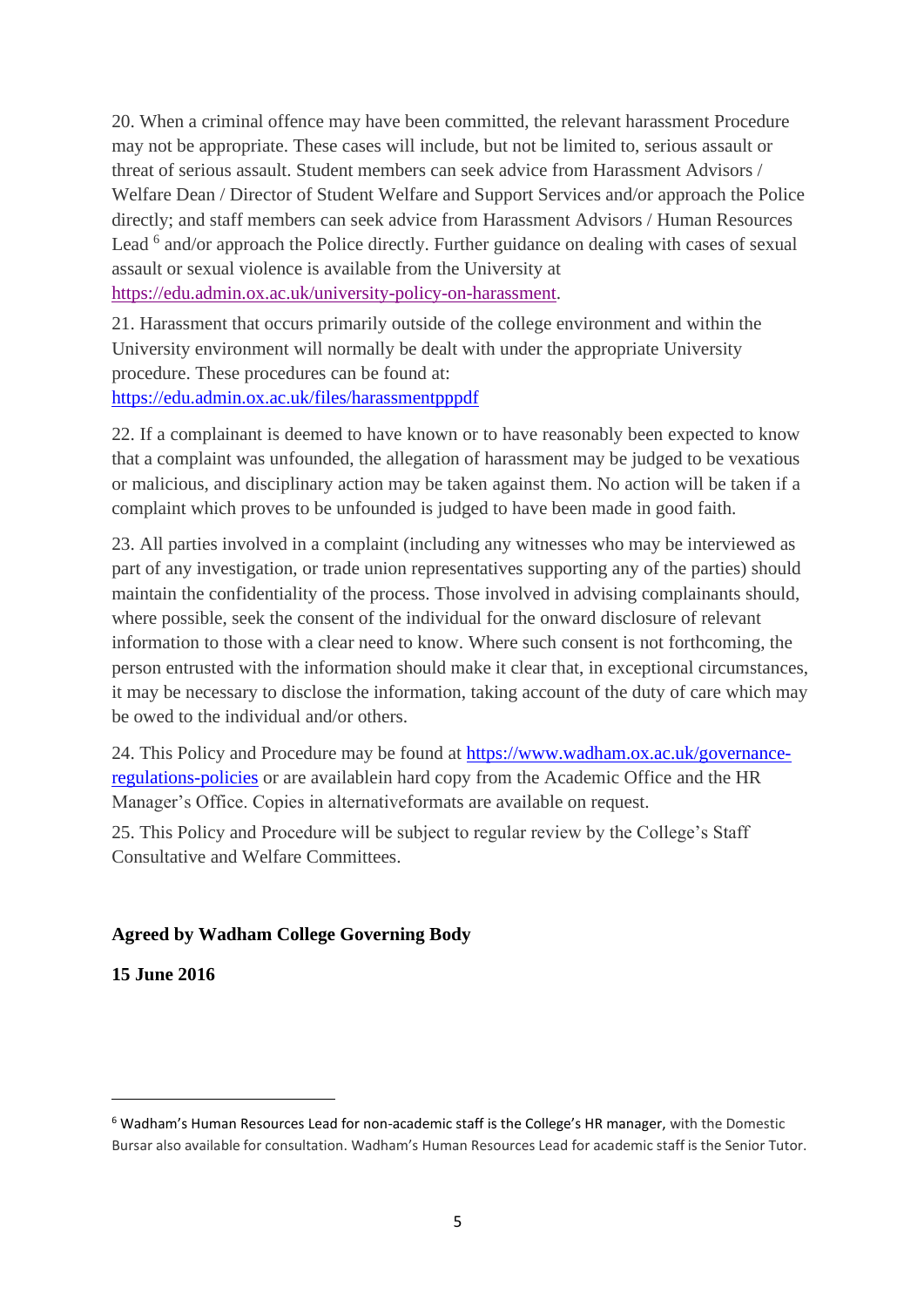20. When a criminal offence may have been committed, the relevant harassment Procedure may not be appropriate. These cases will include, but not be limited to, serious assault or threat of serious assault. Student members can seek advice from Harassment Advisors / Welfare Dean / Director of Student Welfare and Support Services and/or approach the Police directly; and staff members can seek advice from Harassment Advisors / Human Resources Lead [6] and/or approach the Police directly. Further guidance on dealing with cases of sexual assault or sexual violence is available from the University at https://edu.admin.ox.ac.uk/university-policy-on-harassment.

21. Harassment that occurs primarily outside of the college environment and within the University environment will normally be dealt with under the appropriate University procedure. These procedures can be found at: https://edu.admin.ox.ac.uk/files/harassmentpppdf

22. If a complainant is deemed to have known or to have reasonably been expected to know that a complaint was unfounded, the allegation of harassment may be judged to be vexatious or malicious, and disciplinary action may be taken against them. No action will be taken if a complaint which proves to be unfounded is judged to have been made in good faith.

23. All parties involved in a complaint (including any witnesses who may be interviewed as part of any investigation, or trade union representatives supporting any of the parties) should maintain the confidentiality of the process. Those involved in advising complainants should, where possible, seek the consent of the individual for the onward disclosure of relevant information to those with a clear need to know. Where such consent is not forthcoming, the person entrusted with the information should make it clear that, in exceptional circumstances, it may be necessary to disclose the information, taking account of the duty of care which may be owed to the individual and/or others.

24. This Policy and Procedure may be found at https://www.wadham.ox.ac.uk/governance-regulations-policies or are availablein hard copy from the Academic Office and the HR Manager's Office. Copies in alternativeformats are available on request.

25. This Policy and Procedure will be subject to regular review by the College's Staff Consultative and Welfare Committees.

**Agreed by Wadham College Governing Body**

**15 June 2016**

---

[6] Wadham's Human Resources Lead for non-academic staff is the College's HR manager, with the Domestic Bursar also available for consultation. Wadham's Human Resources Lead for academic staff is the Senior Tutor.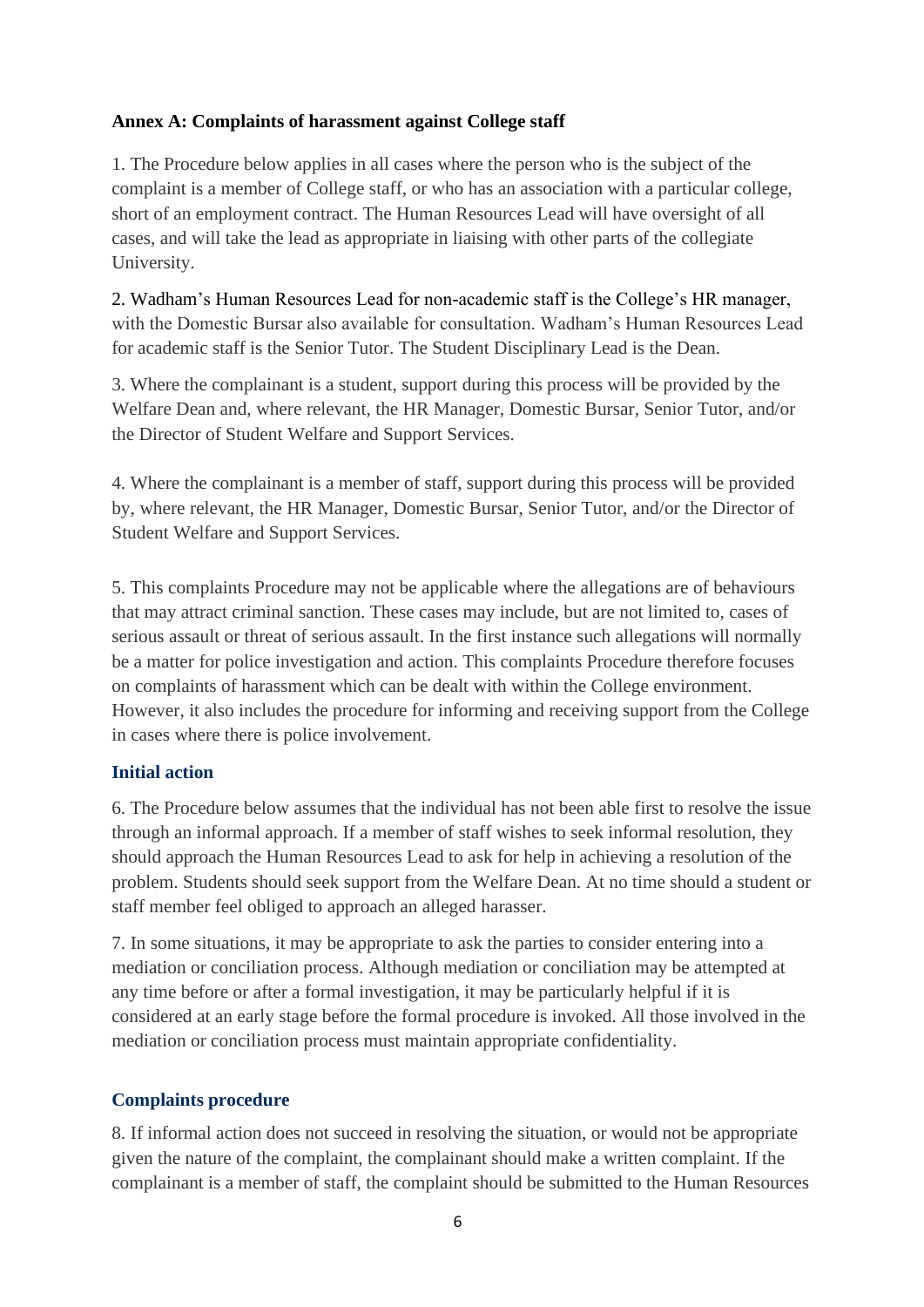**Annex A: Complaints of harassment against College staff**

1. The Procedure below applies in all cases where the person who is the subject of the complaint is a member of College staff, or who has an association with a particular college, short of an employment contract. The Human Resources Lead will have oversight of all cases, and will take the lead as appropriate in liaising with other parts of the collegiate University.

2. Wadham's Human Resources Lead for non-academic staff is the College's HR manager, with the Domestic Bursar also available for consultation. Wadham's Human Resources Lead for academic staff is the Senior Tutor. The Student Disciplinary Lead is the Dean.

3. Where the complainant is a student, support during this process will be provided by the Welfare Dean and, where relevant, the HR Manager, Domestic Bursar, Senior Tutor, and/or the Director of Student Welfare and Support Services.

4. Where the complainant is a member of staff, support during this process will be provided by, where relevant, the HR Manager, Domestic Bursar, Senior Tutor, and/or the Director of Student Welfare and Support Services.

5. This complaints Procedure may not be applicable where the allegations are of behaviours that may attract criminal sanction. These cases may include, but are not limited to, cases of serious assault or threat of serious assault. In the first instance such allegations will normally be a matter for police investigation and action. This complaints Procedure therefore focuses on complaints of harassment which can be dealt with within the College environment. However, it also includes the procedure for informing and receiving support from the College in cases where there is police involvement.

### Initial action

6. The Procedure below assumes that the individual has not been able first to resolve the issue through an informal approach. If a member of staff wishes to seek informal resolution, they should approach the Human Resources Lead to ask for help in achieving a resolution of the problem. Students should seek support from the Welfare Dean. At no time should a student or staff member feel obliged to approach an alleged harasser.

7. In some situations, it may be appropriate to ask the parties to consider entering into a mediation or conciliation process. Although mediation or conciliation may be attempted at any time before or after a formal investigation, it may be particularly helpful if it is considered at an early stage before the formal procedure is invoked. All those involved in the mediation or conciliation process must maintain appropriate confidentiality.

### Complaints procedure

8. If informal action does not succeed in resolving the situation, or would not be appropriate given the nature of the complaint, the complainant should make a written complaint. If the complainant is a member of staff, the complaint should be submitted to the Human Resources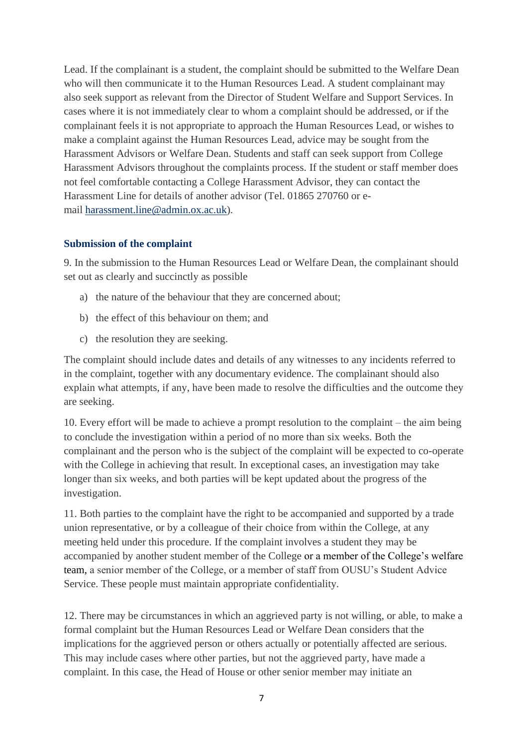Lead. If the complainant is a student, the complaint should be submitted to the Welfare Dean who will then communicate it to the Human Resources Lead. A student complainant may also seek support as relevant from the Director of Student Welfare and Support Services. In cases where it is not immediately clear to whom a complaint should be addressed, or if the complainant feels it is not appropriate to approach the Human Resources Lead, or wishes to make a complaint against the Human Resources Lead, advice may be sought from the Harassment Advisors or Welfare Dean. Students and staff can seek support from College Harassment Advisors throughout the complaints process. If the student or staff member does not feel comfortable contacting a College Harassment Advisor, they can contact the Harassment Line for details of another advisor (Tel. 01865 270760 or e-mail harassment.line@admin.ox.ac.uk).

### Submission of the complaint

9. In the submission to the Human Resources Lead or Welfare Dean, the complainant should set out as clearly and succinctly as possible

a) the nature of the behaviour that they are concerned about;

b) the effect of this behaviour on them; and

c) the resolution they are seeking.

The complaint should include dates and details of any witnesses to any incidents referred to in the complaint, together with any documentary evidence. The complainant should also explain what attempts, if any, have been made to resolve the difficulties and the outcome they are seeking.

10. Every effort will be made to achieve a prompt resolution to the complaint – the aim being to conclude the investigation within a period of no more than six weeks. Both the complainant and the person who is the subject of the complaint will be expected to co-operate with the College in achieving that result. In exceptional cases, an investigation may take longer than six weeks, and both parties will be kept updated about the progress of the investigation.

11. Both parties to the complaint have the right to be accompanied and supported by a trade union representative, or by a colleague of their choice from within the College, at any meeting held under this procedure. If the complaint involves a student they may be accompanied by another student member of the College or a member of the College's welfare team, a senior member of the College, or a member of staff from OUSU's Student Advice Service. These people must maintain appropriate confidentiality.

12. There may be circumstances in which an aggrieved party is not willing, or able, to make a formal complaint but the Human Resources Lead or Welfare Dean considers that the implications for the aggrieved person or others actually or potentially affected are serious. This may include cases where other parties, but not the aggrieved party, have made a complaint. In this case, the Head of House or other senior member may initiate an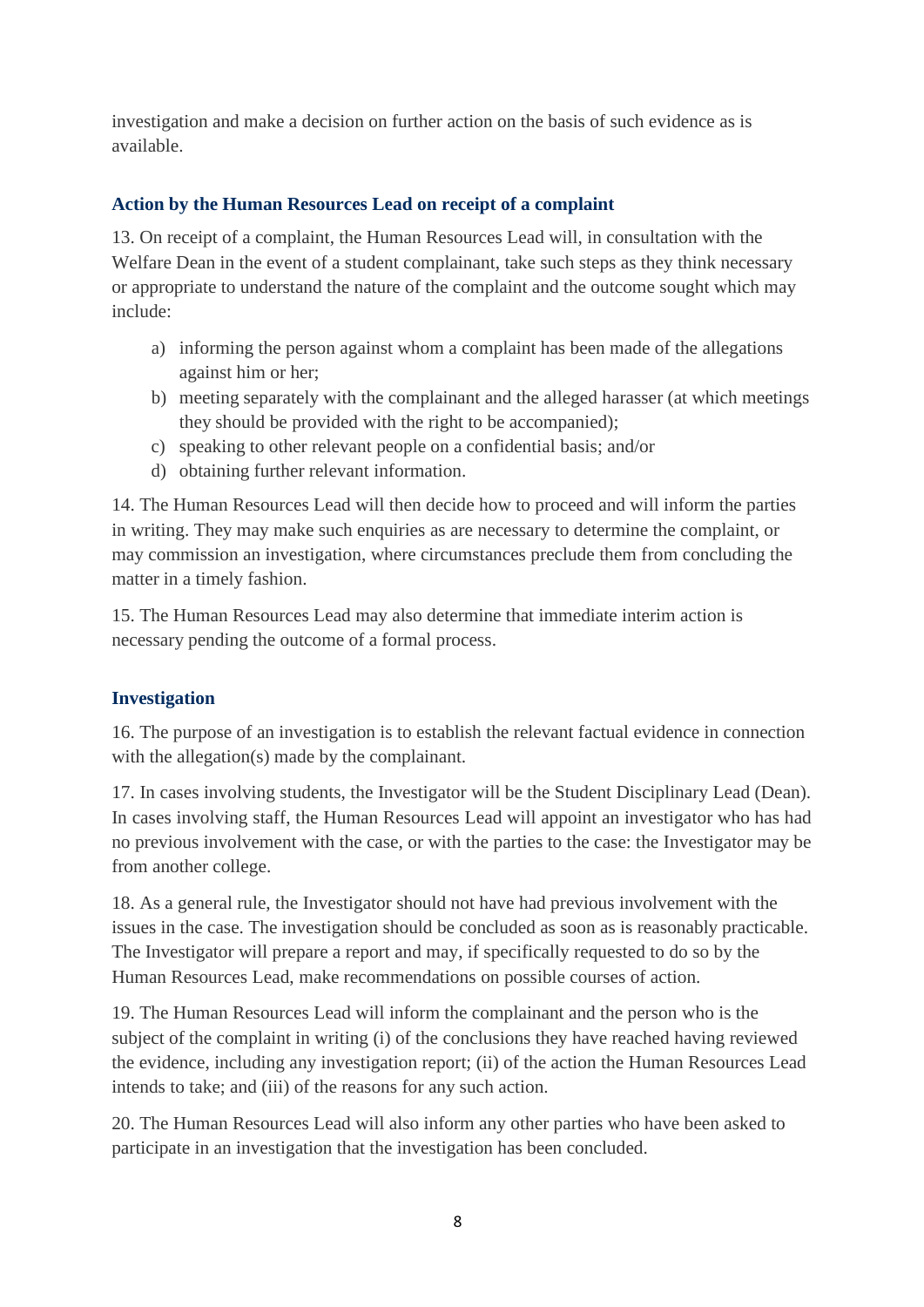investigation and make a decision on further action on the basis of such evidence as is available.

### Action by the Human Resources Lead on receipt of a complaint

13. On receipt of a complaint, the Human Resources Lead will, in consultation with the Welfare Dean in the event of a student complainant, take such steps as they think necessary or appropriate to understand the nature of the complaint and the outcome sought which may include:

a) informing the person against whom a complaint has been made of the allegations against him or her;
b) meeting separately with the complainant and the alleged harasser (at which meetings they should be provided with the right to be accompanied);
c) speaking to other relevant people on a confidential basis; and/or
d) obtaining further relevant information.

14. The Human Resources Lead will then decide how to proceed and will inform the parties in writing. They may make such enquiries as are necessary to determine the complaint, or may commission an investigation, where circumstances preclude them from concluding the matter in a timely fashion.

15. The Human Resources Lead may also determine that immediate interim action is necessary pending the outcome of a formal process.

### Investigation

16. The purpose of an investigation is to establish the relevant factual evidence in connection with the allegation(s) made by the complainant.

17. In cases involving students, the Investigator will be the Student Disciplinary Lead (Dean). In cases involving staff, the Human Resources Lead will appoint an investigator who has had no previous involvement with the case, or with the parties to the case: the Investigator may be from another college.

18. As a general rule, the Investigator should not have had previous involvement with the issues in the case. The investigation should be concluded as soon as is reasonably practicable. The Investigator will prepare a report and may, if specifically requested to do so by the Human Resources Lead, make recommendations on possible courses of action.

19. The Human Resources Lead will inform the complainant and the person who is the subject of the complaint in writing (i) of the conclusions they have reached having reviewed the evidence, including any investigation report; (ii) of the action the Human Resources Lead intends to take; and (iii) of the reasons for any such action.

20. The Human Resources Lead will also inform any other parties who have been asked to participate in an investigation that the investigation has been concluded.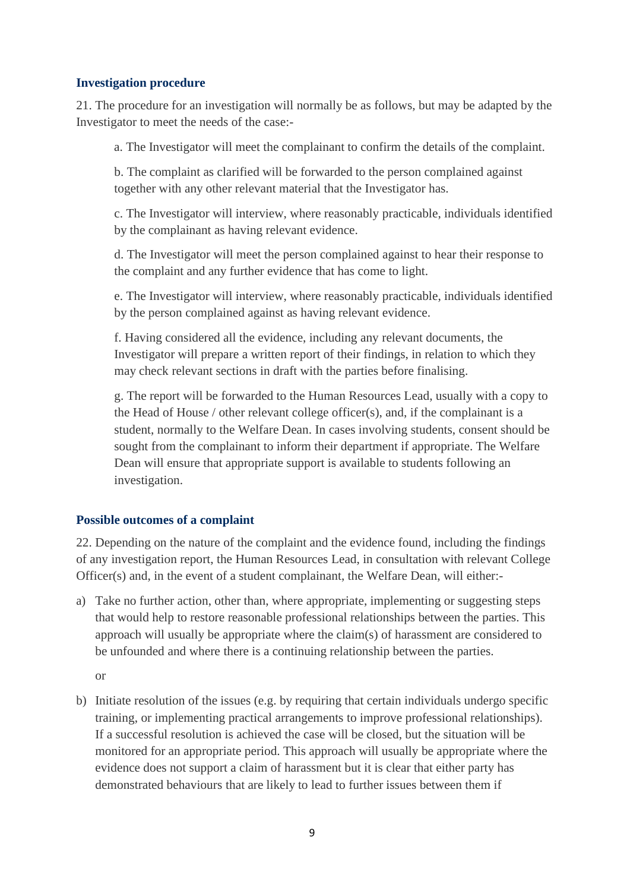### Investigation procedure

21. The procedure for an investigation will normally be as follows, but may be adapted by the Investigator to meet the needs of the case:-

a. The Investigator will meet the complainant to confirm the details of the complaint.

b. The complaint as clarified will be forwarded to the person complained against together with any other relevant material that the Investigator has.

c. The Investigator will interview, where reasonably practicable, individuals identified by the complainant as having relevant evidence.

d. The Investigator will meet the person complained against to hear their response to the complaint and any further evidence that has come to light.

e. The Investigator will interview, where reasonably practicable, individuals identified by the person complained against as having relevant evidence.

f. Having considered all the evidence, including any relevant documents, the Investigator will prepare a written report of their findings, in relation to which they may check relevant sections in draft with the parties before finalising.

g. The report will be forwarded to the Human Resources Lead, usually with a copy to the Head of House / other relevant college officer(s), and, if the complainant is a student, normally to the Welfare Dean. In cases involving students, consent should be sought from the complainant to inform their department if appropriate. The Welfare Dean will ensure that appropriate support is available to students following an investigation.

### Possible outcomes of a complaint

22. Depending on the nature of the complaint and the evidence found, including the findings of any investigation report, the Human Resources Lead, in consultation with relevant College Officer(s) and, in the event of a student complainant, the Welfare Dean, will either:-

a) Take no further action, other than, where appropriate, implementing or suggesting steps that would help to restore reasonable professional relationships between the parties. This approach will usually be appropriate where the claim(s) of harassment are considered to be unfounded and where there is a continuing relationship between the parties.

or

b) Initiate resolution of the issues (e.g. by requiring that certain individuals undergo specific training, or implementing practical arrangements to improve professional relationships). If a successful resolution is achieved the case will be closed, but the situation will be monitored for an appropriate period. This approach will usually be appropriate where the evidence does not support a claim of harassment but it is clear that either party has demonstrated behaviours that are likely to lead to further issues between them if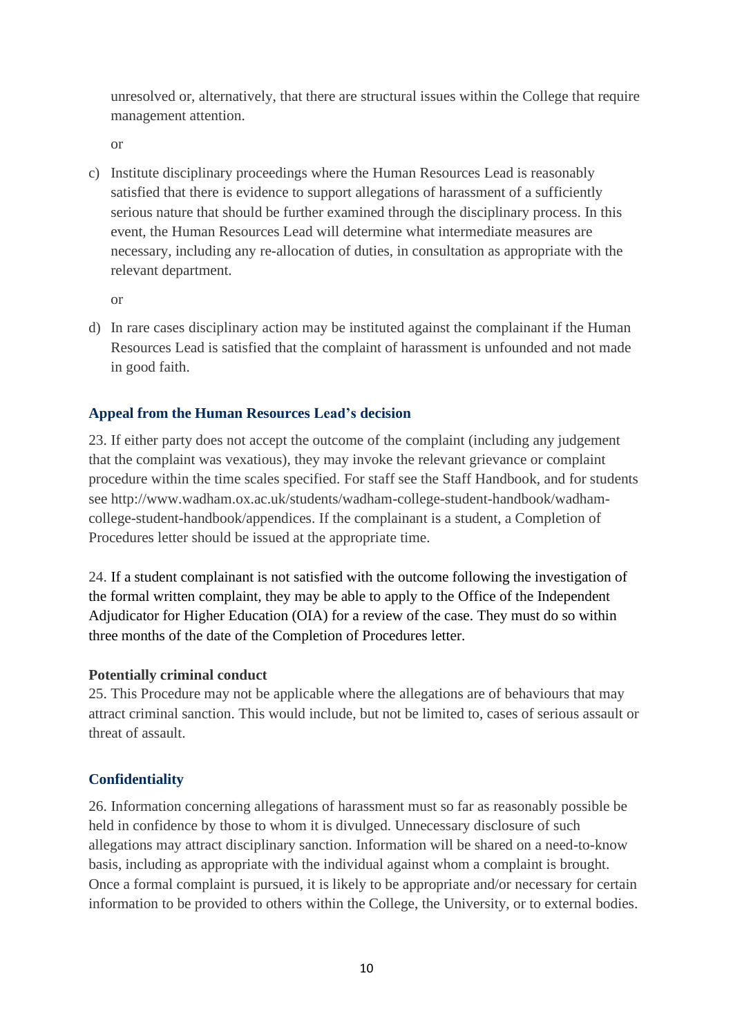unresolved or, alternatively, that there are structural issues within the College that require management attention.

or

c) Institute disciplinary proceedings where the Human Resources Lead is reasonably satisfied that there is evidence to support allegations of harassment of a sufficiently serious nature that should be further examined through the disciplinary process. In this event, the Human Resources Lead will determine what intermediate measures are necessary, including any re-allocation of duties, in consultation as appropriate with the relevant department.

or

d) In rare cases disciplinary action may be instituted against the complainant if the Human Resources Lead is satisfied that the complaint of harassment is unfounded and not made in good faith.

### Appeal from the Human Resources Lead's decision

23. If either party does not accept the outcome of the complaint (including any judgement that the complaint was vexatious), they may invoke the relevant grievance or complaint procedure within the time scales specified. For staff see the Staff Handbook, and for students see http://www.wadham.ox.ac.uk/students/wadham-college-student-handbook/wadham-college-student-handbook/appendices. If the complainant is a student, a Completion of Procedures letter should be issued at the appropriate time.

24. If a student complainant is not satisfied with the outcome following the investigation of the formal written complaint, they may be able to apply to the Office of the Independent Adjudicator for Higher Education (OIA) for a review of the case. They must do so within three months of the date of the Completion of Procedures letter.

**Potentially criminal conduct**

25. This Procedure may not be applicable where the allegations are of behaviours that may attract criminal sanction. This would include, but not be limited to, cases of serious assault or threat of assault.

### Confidentiality

26. Information concerning allegations of harassment must so far as reasonably possible be held in confidence by those to whom it is divulged. Unnecessary disclosure of such allegations may attract disciplinary sanction. Information will be shared on a need-to-know basis, including as appropriate with the individual against whom a complaint is brought. Once a formal complaint is pursued, it is likely to be appropriate and/or necessary for certain information to be provided to others within the College, the University, or to external bodies.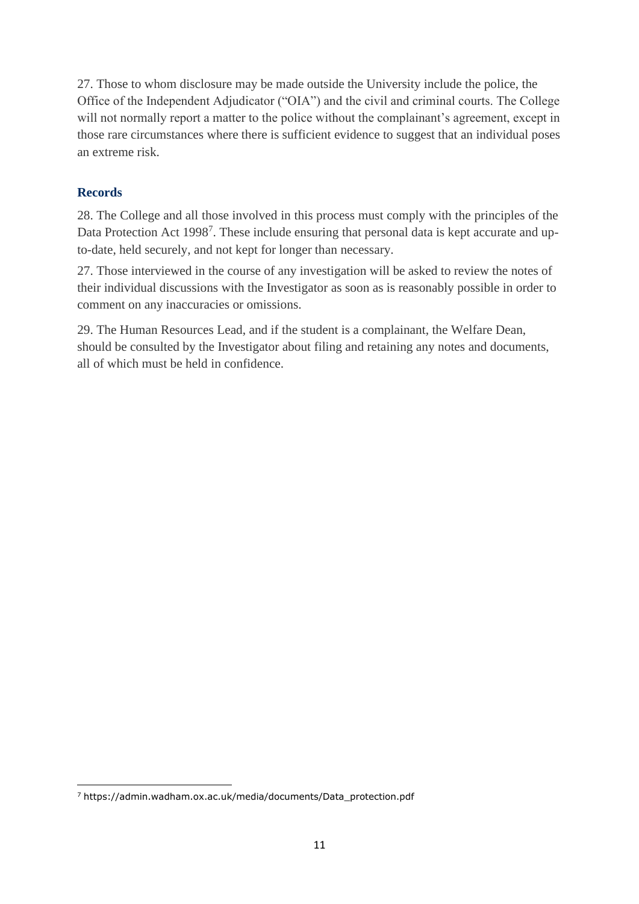27. Those to whom disclosure may be made outside the University include the police, the Office of the Independent Adjudicator ("OIA") and the civil and criminal courts. The College will not normally report a matter to the police without the complainant's agreement, except in those rare circumstances where there is sufficient evidence to suggest that an individual poses an extreme risk.

## Records

28. The College and all those involved in this process must comply with the principles of the Data Protection Act 1998[7]. These include ensuring that personal data is kept accurate and up-to-date, held securely, and not kept for longer than necessary.

27. Those interviewed in the course of any investigation will be asked to review the notes of their individual discussions with the Investigator as soon as is reasonably possible in order to comment on any inaccuracies or omissions.

29. The Human Resources Lead, and if the student is a complainant, the Welfare Dean, should be consulted by the Investigator about filing and retaining any notes and documents, all of which must be held in confidence.

---

[7] https://admin.wadham.ox.ac.uk/media/documents/Data_protection.pdf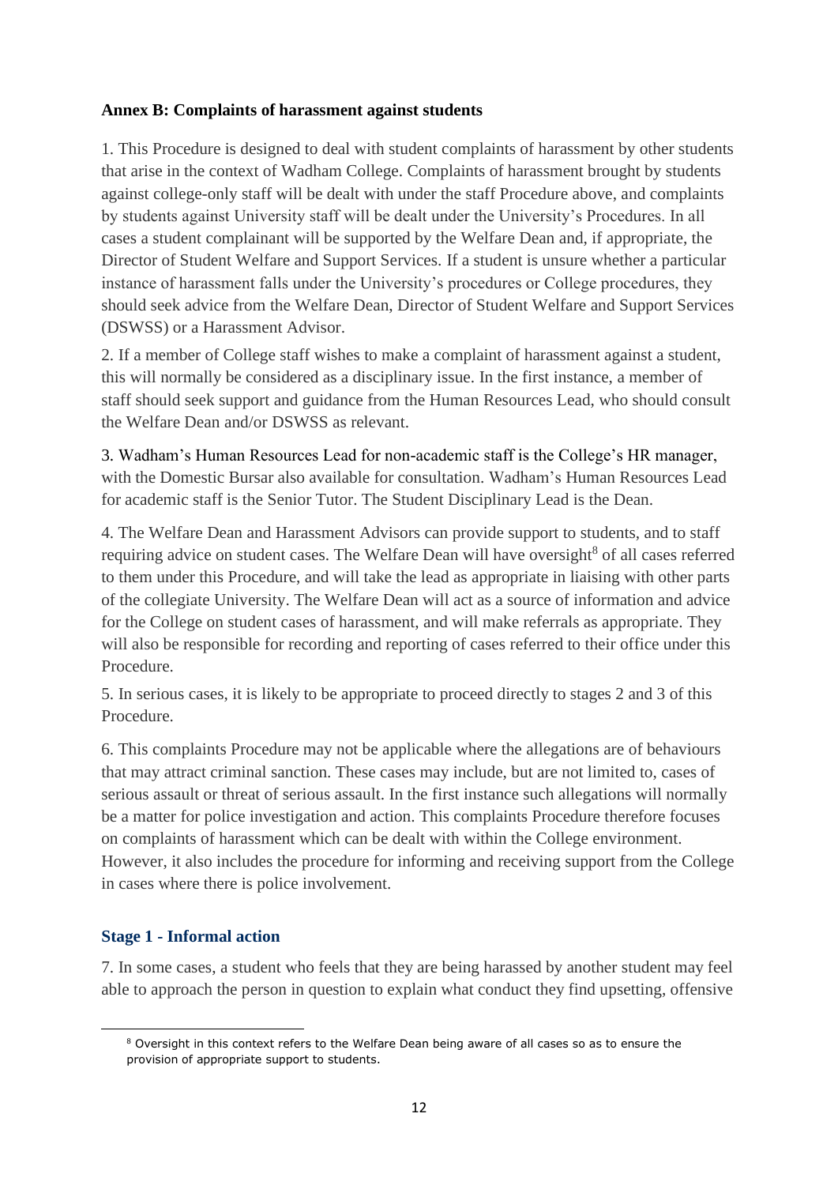**Annex B: Complaints of harassment against students**

1. This Procedure is designed to deal with student complaints of harassment by other students that arise in the context of Wadham College. Complaints of harassment brought by students against college-only staff will be dealt with under the staff Procedure above, and complaints by students against University staff will be dealt under the University's Procedures. In all cases a student complainant will be supported by the Welfare Dean and, if appropriate, the Director of Student Welfare and Support Services. If a student is unsure whether a particular instance of harassment falls under the University's procedures or College procedures, they should seek advice from the Welfare Dean, Director of Student Welfare and Support Services (DSWSS) or a Harassment Advisor.

2. If a member of College staff wishes to make a complaint of harassment against a student, this will normally be considered as a disciplinary issue. In the first instance, a member of staff should seek support and guidance from the Human Resources Lead, who should consult the Welfare Dean and/or DSWSS as relevant.

3. Wadham's Human Resources Lead for non-academic staff is the College's HR manager, with the Domestic Bursar also available for consultation. Wadham's Human Resources Lead for academic staff is the Senior Tutor. The Student Disciplinary Lead is the Dean.

4. The Welfare Dean and Harassment Advisors can provide support to students, and to staff requiring advice on student cases. The Welfare Dean will have oversight[8] of all cases referred to them under this Procedure, and will take the lead as appropriate in liaising with other parts of the collegiate University. The Welfare Dean will act as a source of information and advice for the College on student cases of harassment, and will make referrals as appropriate. They will also be responsible for recording and reporting of cases referred to their office under this Procedure.

5. In serious cases, it is likely to be appropriate to proceed directly to stages 2 and 3 of this Procedure.

6. This complaints Procedure may not be applicable where the allegations are of behaviours that may attract criminal sanction. These cases may include, but are not limited to, cases of serious assault or threat of serious assault. In the first instance such allegations will normally be a matter for police investigation and action. This complaints Procedure therefore focuses on complaints of harassment which can be dealt with within the College environment. However, it also includes the procedure for informing and receiving support from the College in cases where there is police involvement.

### Stage 1 - Informal action

7. In some cases, a student who feels that they are being harassed by another student may feel able to approach the person in question to explain what conduct they find upsetting, offensive

[8] Oversight in this context refers to the Welfare Dean being aware of all cases so as to ensure the provision of appropriate support to students.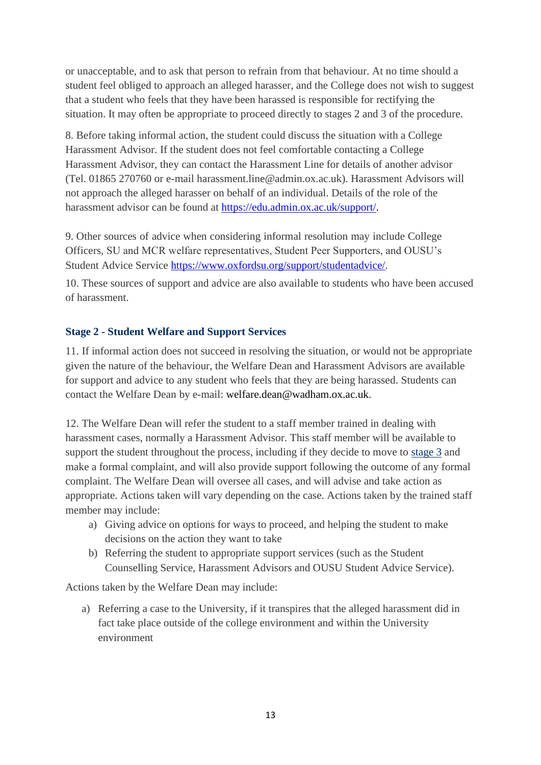or unacceptable, and to ask that person to refrain from that behaviour. At no time should a student feel obliged to approach an alleged harasser, and the College does not wish to suggest that a student who feels that they have been harassed is responsible for rectifying the situation. It may often be appropriate to proceed directly to stages 2 and 3 of the procedure.

8. Before taking informal action, the student could discuss the situation with a College Harassment Advisor. If the student does not feel comfortable contacting a College Harassment Advisor, they can contact the Harassment Line for details of another advisor (Tel. 01865 270760 or e-mail harassment.line@admin.ox.ac.uk). Harassment Advisors will not approach the alleged harasser on behalf of an individual. Details of the role of the harassment advisor can be found at [https://edu.admin.ox.ac.uk/support/](https://edu.admin.ox.ac.uk/support/).

9. Other sources of advice when considering informal resolution may include College Officers, SU and MCR welfare representatives, Student Peer Supporters, and OUSU's Student Advice Service [https://www.oxfordsu.org/support/studentadvice/](https://www.oxfordsu.org/support/studentadvice/).

10. These sources of support and advice are also available to students who have been accused of harassment.

### Stage 2 - Student Welfare and Support Services

11. If informal action does not succeed in resolving the situation, or would not be appropriate given the nature of the behaviour, the Welfare Dean and Harassment Advisors are available for support and advice to any student who feels that they are being harassed. Students can contact the Welfare Dean by e-mail: welfare.dean@wadham.ox.ac.uk.

12. The Welfare Dean will refer the student to a staff member trained in dealing with harassment cases, normally a Harassment Advisor. This staff member will be available to support the student throughout the process, including if they decide to move to stage 3 and make a formal complaint, and will also provide support following the outcome of any formal complaint. The Welfare Dean will oversee all cases, and will advise and take action as appropriate. Actions taken will vary depending on the case. Actions taken by the trained staff member may include:

a) Giving advice on options for ways to proceed, and helping the student to make decisions on the action they want to take
b) Referring the student to appropriate support services (such as the Student Counselling Service, Harassment Advisors and OUSU Student Advice Service).

Actions taken by the Welfare Dean may include:

a) Referring a case to the University, if it transpires that the alleged harassment did in fact take place outside of the college environment and within the University environment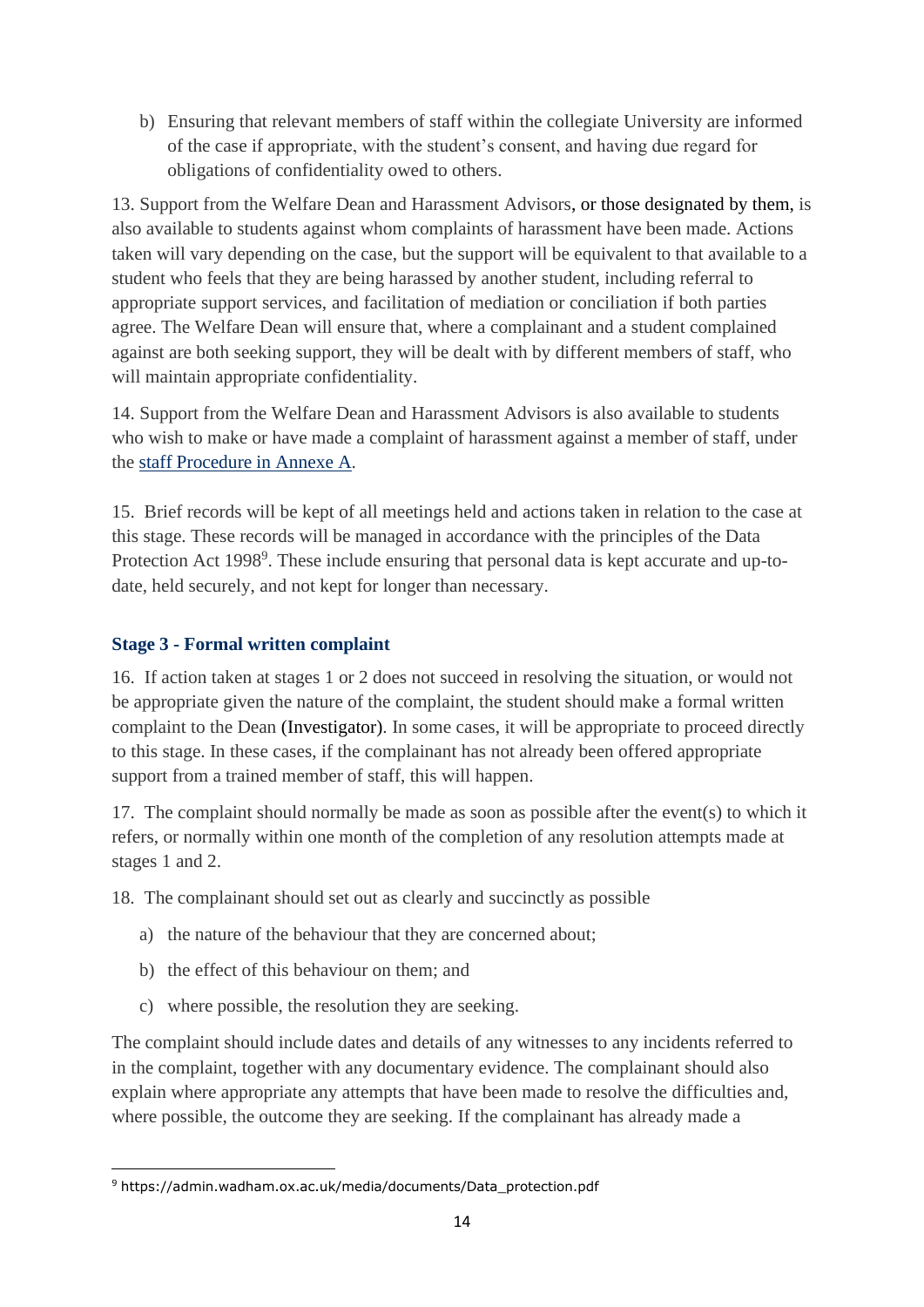b) Ensuring that relevant members of staff within the collegiate University are informed of the case if appropriate, with the student's consent, and having due regard for obligations of confidentiality owed to others.

13. Support from the Welfare Dean and Harassment Advisors, or those designated by them, is also available to students against whom complaints of harassment have been made. Actions taken will vary depending on the case, but the support will be equivalent to that available to a student who feels that they are being harassed by another student, including referral to appropriate support services, and facilitation of mediation or conciliation if both parties agree. The Welfare Dean will ensure that, where a complainant and a student complained against are both seeking support, they will be dealt with by different members of staff, who will maintain appropriate confidentiality.

14. Support from the Welfare Dean and Harassment Advisors is also available to students who wish to make or have made a complaint of harassment against a member of staff, under the staff Procedure in Annexe A.

15. Brief records will be kept of all meetings held and actions taken in relation to the case at this stage. These records will be managed in accordance with the principles of the Data Protection Act 1998[9]. These include ensuring that personal data is kept accurate and up-to-date, held securely, and not kept for longer than necessary.

### Stage 3 - Formal written complaint

16. If action taken at stages 1 or 2 does not succeed in resolving the situation, or would not be appropriate given the nature of the complaint, the student should make a formal written complaint to the Dean (Investigator). In some cases, it will be appropriate to proceed directly to this stage. In these cases, if the complainant has not already been offered appropriate support from a trained member of staff, this will happen.

17. The complaint should normally be made as soon as possible after the event(s) to which it refers, or normally within one month of the completion of any resolution attempts made at stages 1 and 2.

18. The complainant should set out as clearly and succinctly as possible

a) the nature of the behaviour that they are concerned about;

b) the effect of this behaviour on them; and

c) where possible, the resolution they are seeking.

The complaint should include dates and details of any witnesses to any incidents referred to in the complaint, together with any documentary evidence. The complainant should also explain where appropriate any attempts that have been made to resolve the difficulties and, where possible, the outcome they are seeking. If the complainant has already made a

[9] https://admin.wadham.ox.ac.uk/media/documents/Data_protection.pdf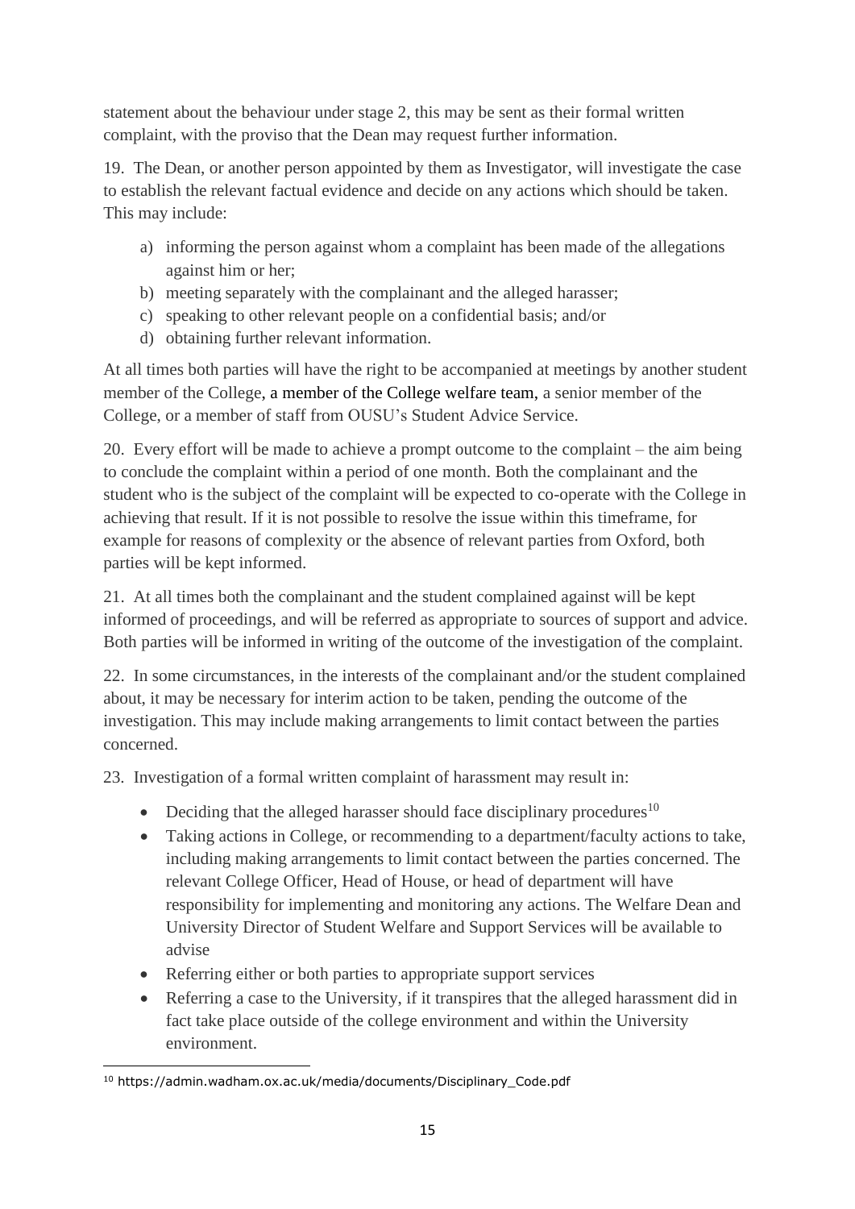statement about the behaviour under stage 2, this may be sent as their formal written complaint, with the proviso that the Dean may request further information.

19. The Dean, or another person appointed by them as Investigator, will investigate the case to establish the relevant factual evidence and decide on any actions which should be taken. This may include:

a) informing the person against whom a complaint has been made of the allegations against him or her;
b) meeting separately with the complainant and the alleged harasser;
c) speaking to other relevant people on a confidential basis; and/or
d) obtaining further relevant information.

At all times both parties will have the right to be accompanied at meetings by another student member of the College, a member of the College welfare team, a senior member of the College, or a member of staff from OUSU's Student Advice Service.

20. Every effort will be made to achieve a prompt outcome to the complaint – the aim being to conclude the complaint within a period of one month. Both the complainant and the student who is the subject of the complaint will be expected to co-operate with the College in achieving that result. If it is not possible to resolve the issue within this timeframe, for example for reasons of complexity or the absence of relevant parties from Oxford, both parties will be kept informed.

21. At all times both the complainant and the student complained against will be kept informed of proceedings, and will be referred as appropriate to sources of support and advice. Both parties will be informed in writing of the outcome of the investigation of the complaint.

22. In some circumstances, in the interests of the complainant and/or the student complained about, it may be necessary for interim action to be taken, pending the outcome of the investigation. This may include making arrangements to limit contact between the parties concerned.

23. Investigation of a formal written complaint of harassment may result in:

- Deciding that the alleged harasser should face disciplinary procedures[10]
- Taking actions in College, or recommending to a department/faculty actions to take, including making arrangements to limit contact between the parties concerned. The relevant College Officer, Head of House, or head of department will have responsibility for implementing and monitoring any actions. The Welfare Dean and University Director of Student Welfare and Support Services will be available to advise
- Referring either or both parties to appropriate support services
- Referring a case to the University, if it transpires that the alleged harassment did in fact take place outside of the college environment and within the University environment.

---

[10] https://admin.wadham.ox.ac.uk/media/documents/Disciplinary_Code.pdf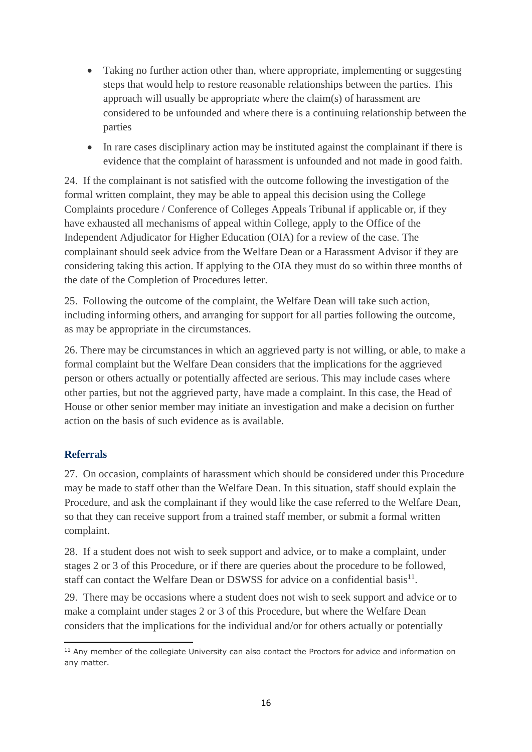- Taking no further action other than, where appropriate, implementing or suggesting steps that would help to restore reasonable relationships between the parties. This approach will usually be appropriate where the claim(s) of harassment are considered to be unfounded and where there is a continuing relationship between the parties
- In rare cases disciplinary action may be instituted against the complainant if there is evidence that the complaint of harassment is unfounded and not made in good faith.

24. If the complainant is not satisfied with the outcome following the investigation of the formal written complaint, they may be able to appeal this decision using the College Complaints procedure / Conference of Colleges Appeals Tribunal if applicable or, if they have exhausted all mechanisms of appeal within College, apply to the Office of the Independent Adjudicator for Higher Education (OIA) for a review of the case. The complainant should seek advice from the Welfare Dean or a Harassment Advisor if they are considering taking this action. If applying to the OIA they must do so within three months of the date of the Completion of Procedures letter.

25. Following the outcome of the complaint, the Welfare Dean will take such action, including informing others, and arranging for support for all parties following the outcome, as may be appropriate in the circumstances.

26. There may be circumstances in which an aggrieved party is not willing, or able, to make a formal complaint but the Welfare Dean considers that the implications for the aggrieved person or others actually or potentially affected are serious. This may include cases where other parties, but not the aggrieved party, have made a complaint. In this case, the Head of House or other senior member may initiate an investigation and make a decision on further action on the basis of such evidence as is available.

### Referrals

27. On occasion, complaints of harassment which should be considered under this Procedure may be made to staff other than the Welfare Dean. In this situation, staff should explain the Procedure, and ask the complainant if they would like the case referred to the Welfare Dean, so that they can receive support from a trained staff member, or submit a formal written complaint.

28. If a student does not wish to seek support and advice, or to make a complaint, under stages 2 or 3 of this Procedure, or if there are queries about the procedure to be followed, staff can contact the Welfare Dean or DSWSS for advice on a confidential basis[11].

29. There may be occasions where a student does not wish to seek support and advice or to make a complaint under stages 2 or 3 of this Procedure, but where the Welfare Dean considers that the implications for the individual and/or for others actually or potentially

[11] Any member of the collegiate University can also contact the Proctors for advice and information on any matter.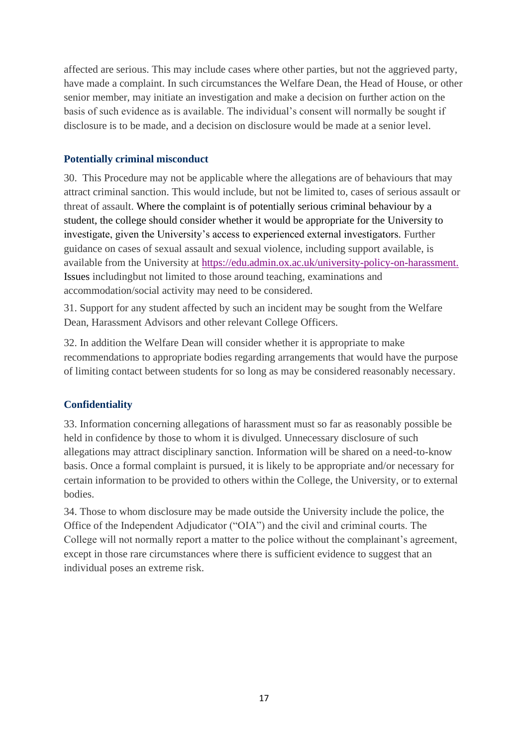affected are serious. This may include cases where other parties, but not the aggrieved party, have made a complaint. In such circumstances the Welfare Dean, the Head of House, or other senior member, may initiate an investigation and make a decision on further action on the basis of such evidence as is available. The individual's consent will normally be sought if disclosure is to be made, and a decision on disclosure would be made at a senior level.

### Potentially criminal misconduct

30. This Procedure may not be applicable where the allegations are of behaviours that may attract criminal sanction. This would include, but not be limited to, cases of serious assault or threat of assault. Where the complaint is of potentially serious criminal behaviour by a student, the college should consider whether it would be appropriate for the University to investigate, given the University's access to experienced external investigators. Further guidance on cases of sexual assault and sexual violence, including support available, is available from the University at https://edu.admin.ox.ac.uk/university-policy-on-harassment. Issues includingbut not limited to those around teaching, examinations and accommodation/social activity may need to be considered.

31. Support for any student affected by such an incident may be sought from the Welfare Dean, Harassment Advisors and other relevant College Officers.

32. In addition the Welfare Dean will consider whether it is appropriate to make recommendations to appropriate bodies regarding arrangements that would have the purpose of limiting contact between students for so long as may be considered reasonably necessary.

### Confidentiality

33. Information concerning allegations of harassment must so far as reasonably possible be held in confidence by those to whom it is divulged. Unnecessary disclosure of such allegations may attract disciplinary sanction. Information will be shared on a need-to-know basis. Once a formal complaint is pursued, it is likely to be appropriate and/or necessary for certain information to be provided to others within the College, the University, or to external bodies.

34. Those to whom disclosure may be made outside the University include the police, the Office of the Independent Adjudicator ("OIA") and the civil and criminal courts. The College will not normally report a matter to the police without the complainant's agreement, except in those rare circumstances where there is sufficient evidence to suggest that an individual poses an extreme risk.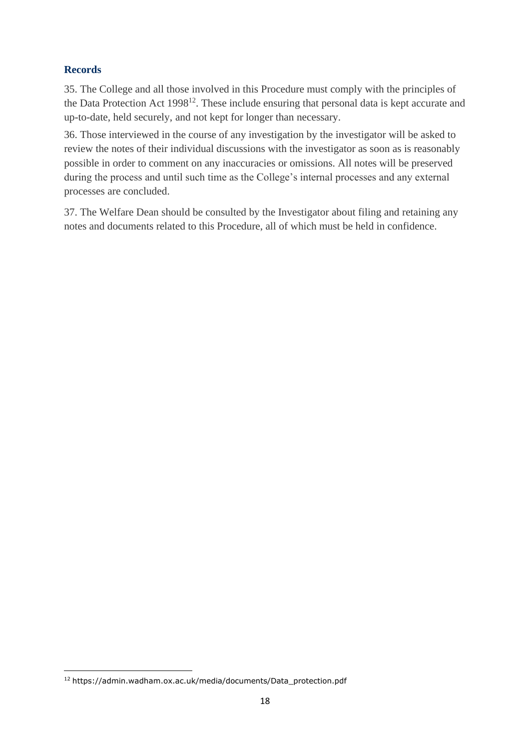## Records

35. The College and all those involved in this Procedure must comply with the principles of the Data Protection Act 1998[12]. These include ensuring that personal data is kept accurate and up-to-date, held securely, and not kept for longer than necessary.

36. Those interviewed in the course of any investigation by the investigator will be asked to review the notes of their individual discussions with the investigator as soon as is reasonably possible in order to comment on any inaccuracies or omissions. All notes will be preserved during the process and until such time as the College's internal processes and any external processes are concluded.

37. The Welfare Dean should be consulted by the Investigator about filing and retaining any notes and documents related to this Procedure, all of which must be held in confidence.

[12] https://admin.wadham.ox.ac.uk/media/documents/Data_protection.pdf